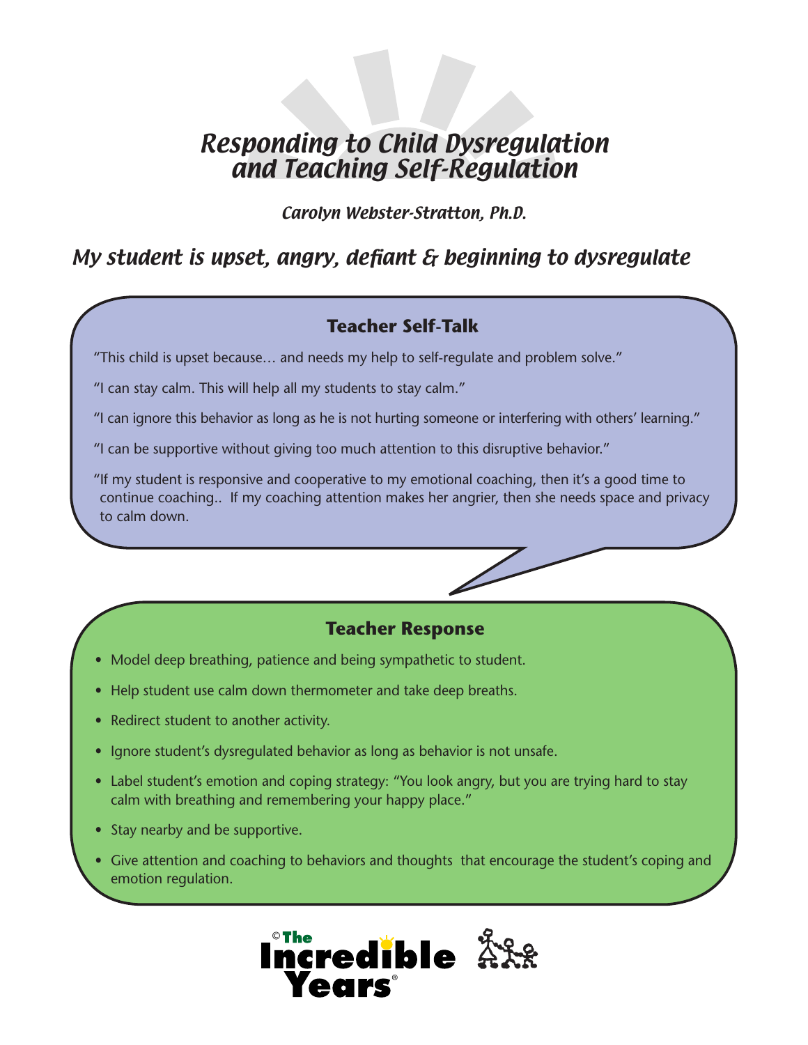# Responding to Child Dysregulation and Teaching Self-Regulation

*Carolyn Webster-Stratton, Ph.D.*

## *My student is upset, angry, defiant & beginning to dysregulate*

### Teacher Self-Talk

"This child is upset because… and needs my help to self-regulate and problem solve."

"I can stay calm. This will help all my students to stay calm."

"I can ignore this behavior as long as he is not hurting someone or interfering with others' learning."

"I can be supportive without giving too much attention to this disruptive behavior."

"If my student is responsive and cooperative to my emotional coaching, then it's a good time to continue coaching.. If my coaching attention makes her angrier, then she needs space and privacy to calm down.

### Teacher Response

- Model deep breathing, patience and being sympathetic to student.
- Help student use calm down thermometer and take deep breaths.
- Redirect student to another activity.
- Ignore student's dysregulated behavior as long as behavior is not unsafe.
- Label student's emotion and coping strategy: "You look angry, but you are trying hard to stay calm with breathing and remembering your happy place."
- Stay nearby and be supportive.
- Give attention and coaching to behaviors and thoughts that encourage the student's coping and emotion regulation.

© The Incredible Years®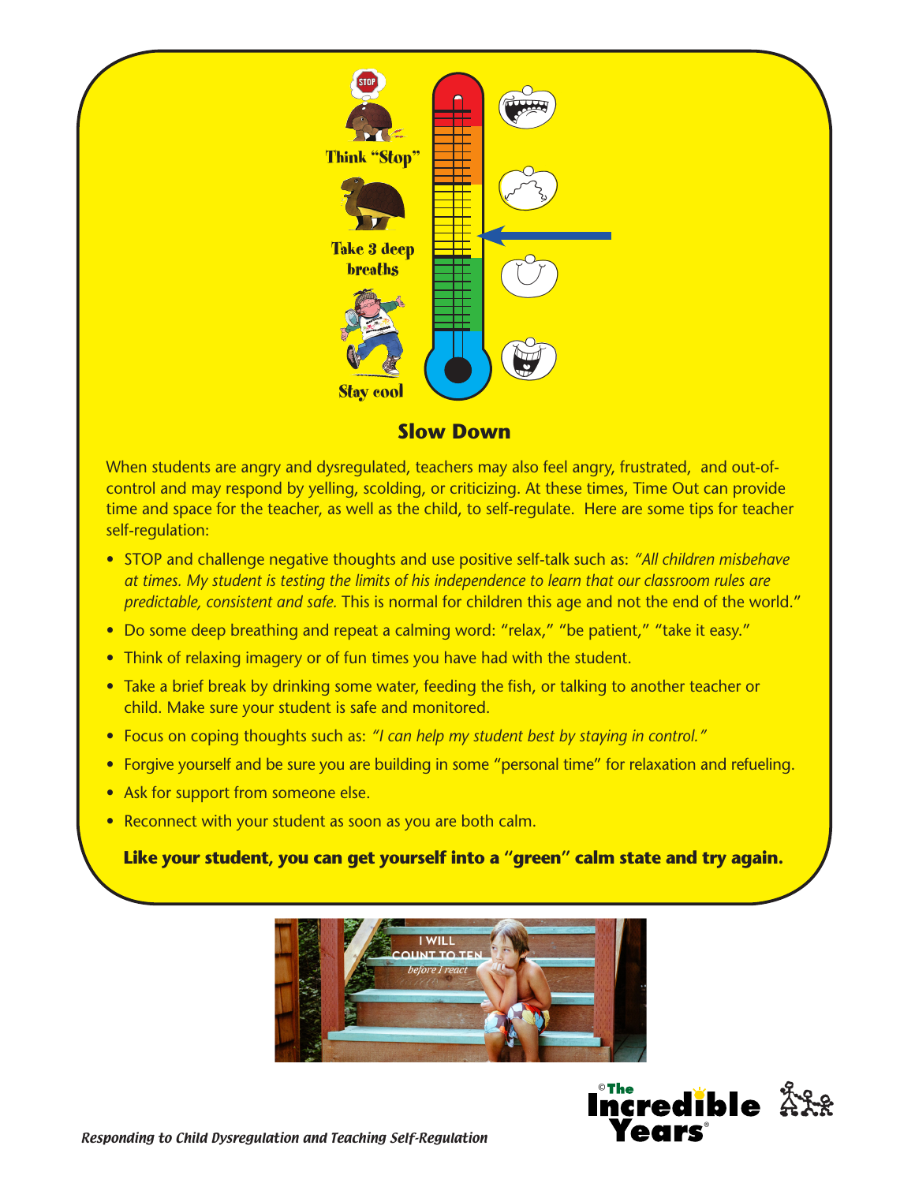Think "Stop"

Take 3 deep breaths

Stay cool

## Slow Down

When students are angry and dysregulated, teachers may also feel angry, frustrated, and out-of-control and may respond by yelling, scolding, or criticizing. At these times, Time Out can provide time and space for the teacher, as well as the child, to self-regulate. Here are some tips for teacher self-regulation:

- STOP and challenge negative thoughts and use positive self-talk such as: *"All children misbehave at times. My student is testing the limits of his independence to learn that our classroom rules are predictable, consistent and safe.* This is normal for children this age and not the end of the world."
- Do some deep breathing and repeat a calming word: "relax," "be patient," "take it easy."
- Think of relaxing imagery or of fun times you have had with the student.
- Take a brief break by drinking some water, feeding the fish, or talking to another teacher or child. Make sure your student is safe and monitored.
- Focus on coping thoughts such as: *"I can help my student best by staying in control."*
- Forgive yourself and be sure you are building in some "personal time" for relaxation and refueling.
- Ask for support from someone else.
- Reconnect with your student as soon as you are both calm.

**Like your student, you can get yourself into a "green" calm state and try again.**

I WILL COUNT TO TEN *before I react*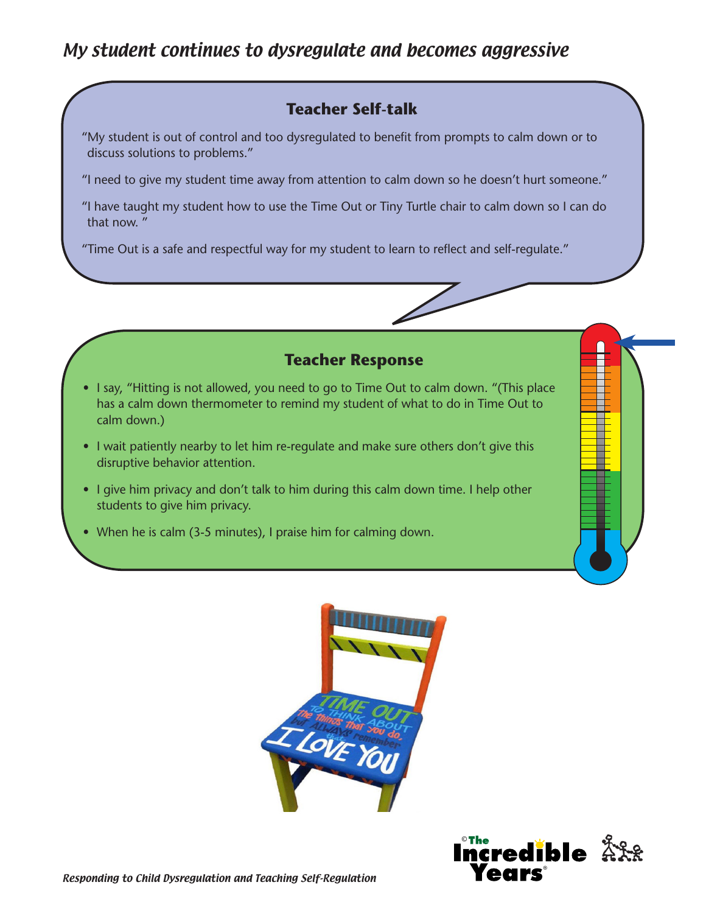## *My student continues to dysregulate and becomes aggressive*

### Teacher Self-talk

"My student is out of control and too dysregulated to benefit from prompts to calm down or to discuss solutions to problems."

"I need to give my student time away from attention to calm down so he doesn't hurt someone."

"I have taught my student how to use the Time Out or Tiny Turtle chair to calm down so I can do that now. "

"Time Out is a safe and respectful way for my student to learn to reflect and self-regulate."

### Teacher Response

- I say, "Hitting is not allowed, you need to go to Time Out to calm down. "(This place has a calm down thermometer to remind my student of what to do in Time Out to calm down.)
- I wait patiently nearby to let him re-regulate and make sure others don't give this disruptive behavior attention.
- I give him privacy and don't talk to him during this calm down time. I help other students to give him privacy.
- When he is calm (3-5 minutes), I praise him for calming down.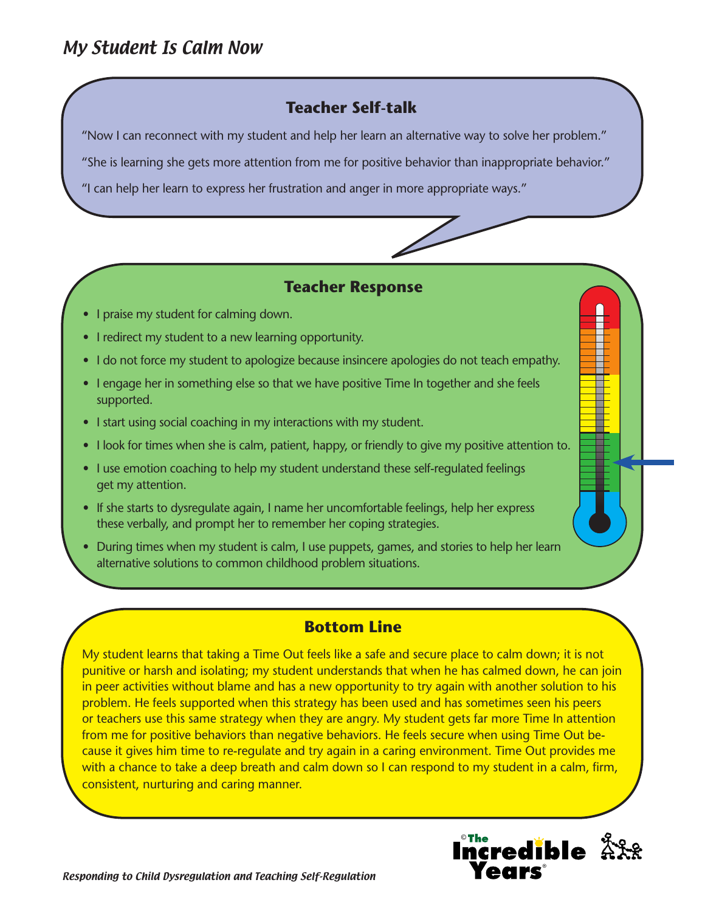## *My Student Is Calm Now*

### Teacher Self-talk

"Now I can reconnect with my student and help her learn an alternative way to solve her problem."

"She is learning she gets more attention from me for positive behavior than inappropriate behavior."

"I can help her learn to express her frustration and anger in more appropriate ways."

### Teacher Response

- I praise my student for calming down.
- I redirect my student to a new learning opportunity.
- I do not force my student to apologize because insincere apologies do not teach empathy.
- I engage her in something else so that we have positive Time In together and she feels supported.
- I start using social coaching in my interactions with my student.
- I look for times when she is calm, patient, happy, or friendly to give my positive attention to.
- I use emotion coaching to help my student understand these self-regulated feelings get my attention.
- If she starts to dysregulate again, I name her uncomfortable feelings, help her express these verbally, and prompt her to remember her coping strategies.
- During times when my student is calm, I use puppets, games, and stories to help her learn alternative solutions to common childhood problem situations.

### Bottom Line

My student learns that taking a Time Out feels like a safe and secure place to calm down; it is not punitive or harsh and isolating; my student understands that when he has calmed down, he can join in peer activities without blame and has a new opportunity to try again with another solution to his problem. He feels supported when this strategy has been used and has sometimes seen his peers or teachers use this same strategy when they are angry. My student gets far more Time In attention from me for positive behaviors than negative behaviors. He feels secure when using Time Out because it gives him time to re-regulate and try again in a caring environment. Time Out provides me with a chance to take a deep breath and calm down so I can respond to my student in a calm, firm, consistent, nurturing and caring manner.